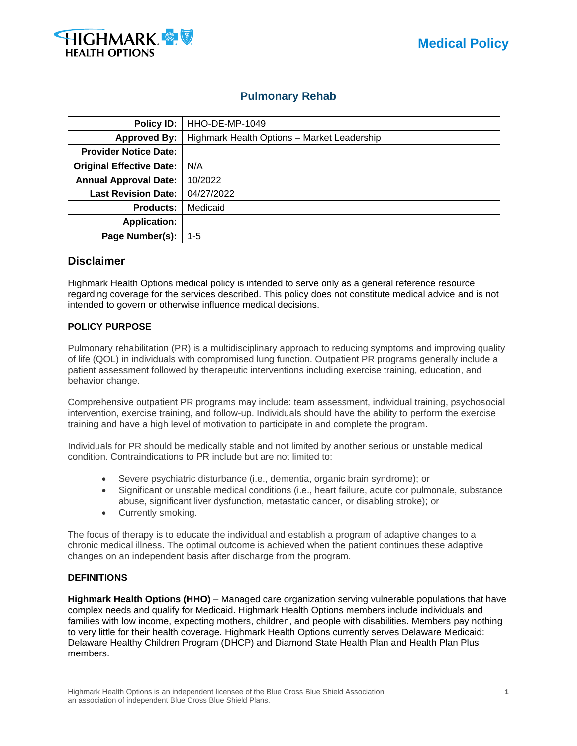Medical Policy

# Pulmonary Rehab

| | |
|---|---|
| **Policy ID:** | HHO-DE-MP-1049 |
| **Approved By:** | Highmark Health Options – Market Leadership |
| **Provider Notice Date:** | |
| **Original Effective Date:** | N/A |
| **Annual Approval Date:** | 10/2022 |
| **Last Revision Date:** | 04/27/2022 |
| **Products:** | Medicaid |
| **Application:** | |
| **Page Number(s):** | 1-5 |

## Disclaimer

Highmark Health Options medical policy is intended to serve only as a general reference resource regarding coverage for the services described. This policy does not constitute medical advice and is not intended to govern or otherwise influence medical decisions.

### POLICY PURPOSE

Pulmonary rehabilitation (PR) is a multidisciplinary approach to reducing symptoms and improving quality of life (QOL) in individuals with compromised lung function. Outpatient PR programs generally include a patient assessment followed by therapeutic interventions including exercise training, education, and behavior change.

Comprehensive outpatient PR programs may include: team assessment, individual training, psychosocial intervention, exercise training, and follow-up. Individuals should have the ability to perform the exercise training and have a high level of motivation to participate in and complete the program.

Individuals for PR should be medically stable and not limited by another serious or unstable medical condition. Contraindications to PR include but are not limited to:

- Severe psychiatric disturbance (i.e., dementia, organic brain syndrome); or
- Significant or unstable medical conditions (i.e., heart failure, acute cor pulmonale, substance abuse, significant liver dysfunction, metastatic cancer, or disabling stroke); or
- Currently smoking.

The focus of therapy is to educate the individual and establish a program of adaptive changes to a chronic medical illness. The optimal outcome is achieved when the patient continues these adaptive changes on an independent basis after discharge from the program.

### DEFINITIONS

**Highmark Health Options (HHO)** – Managed care organization serving vulnerable populations that have complex needs and qualify for Medicaid. Highmark Health Options members include individuals and families with low income, expecting mothers, children, and people with disabilities. Members pay nothing to very little for their health coverage. Highmark Health Options currently serves Delaware Medicaid: Delaware Healthy Children Program (DHCP) and Diamond State Health Plan and Health Plan Plus members.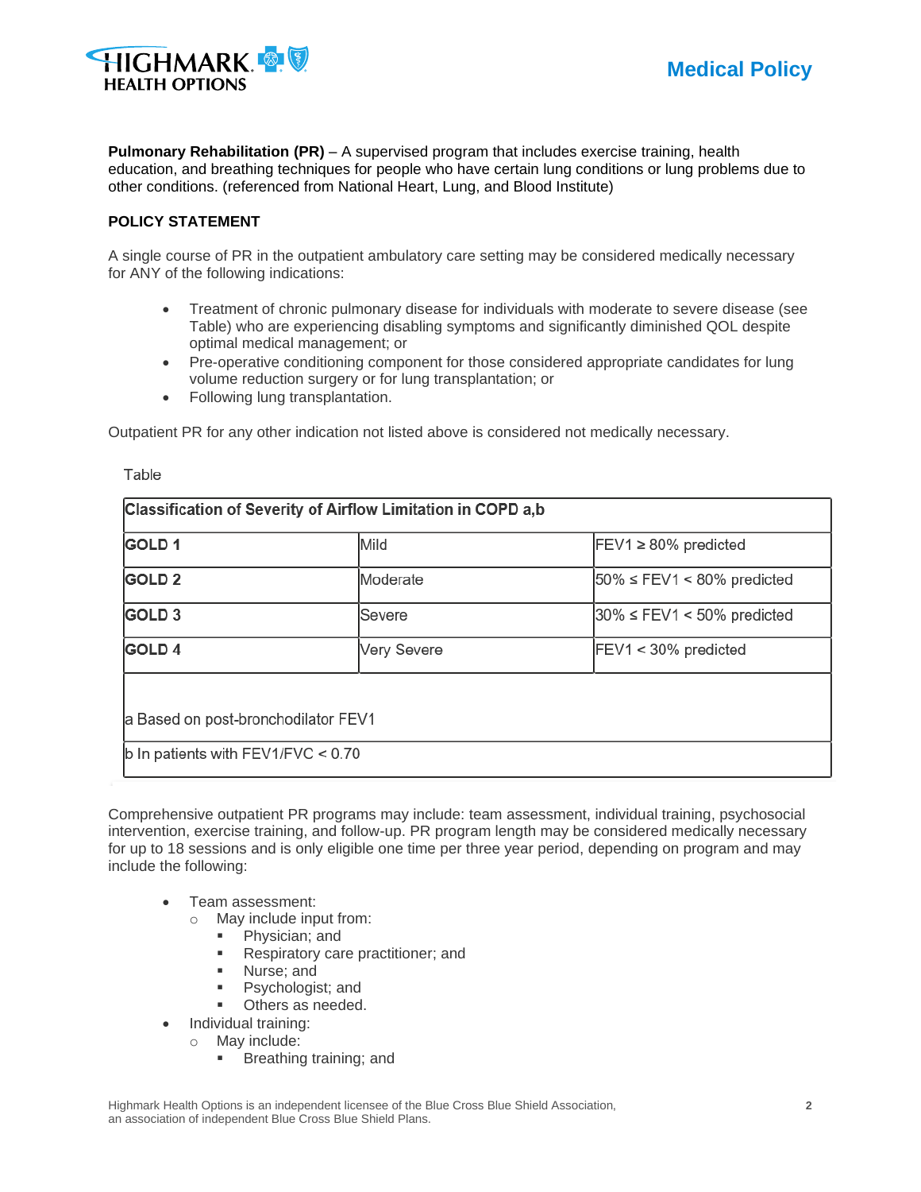**Pulmonary Rehabilitation (PR)** – A supervised program that includes exercise training, health education, and breathing techniques for people who have certain lung conditions or lung problems due to other conditions. (referenced from National Heart, Lung, and Blood Institute)

**POLICY STATEMENT**

A single course of PR in the outpatient ambulatory care setting may be considered medically necessary for ANY of the following indications:

- Treatment of chronic pulmonary disease for individuals with moderate to severe disease (see Table) who are experiencing disabling symptoms and significantly diminished QOL despite optimal medical management; or
- Pre-operative conditioning component for those considered appropriate candidates for lung volume reduction surgery or for lung transplantation; or
- Following lung transplantation.

Outpatient PR for any other indication not listed above is considered not medically necessary.

Table

| Classification of Severity of Airflow Limitation in COPD a,b | | |
|---|---|---|
| GOLD 1 | Mild | FEV1 ≥ 80% predicted |
| GOLD 2 | Moderate | 50% ≤ FEV1 < 80% predicted |
| GOLD 3 | Severe | 30% ≤ FEV1 < 50% predicted |
| GOLD 4 | Very Severe | FEV1 < 30% predicted |
| a Based on post-bronchodilator FEV1 | | |
| b In patients with FEV1/FVC < 0.70 | | |

Comprehensive outpatient PR programs may include: team assessment, individual training, psychosocial intervention, exercise training, and follow-up. PR program length may be considered medically necessary for up to 18 sessions and is only eligible one time per three year period, depending on program and may include the following:

- Team assessment:
  - May include input from:
    - Physician; and
    - Respiratory care practitioner; and
    - Nurse; and
    - Psychologist; and
    - Others as needed.
- Individual training:
  - May include:
    - Breathing training; and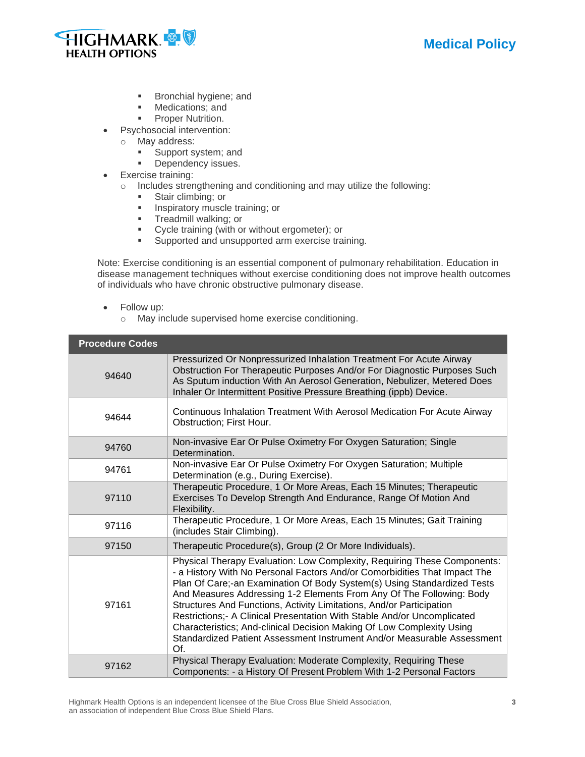- Bronchial hygiene; and
        - Medications; and
        - Proper Nutrition.
- Psychosocial intervention:
    - May address:
        - Support system; and
        - Dependency issues.
- Exercise training:
    - Includes strengthening and conditioning and may utilize the following:
        - Stair climbing; or
        - Inspiratory muscle training; or
        - Treadmill walking; or
        - Cycle training (with or without ergometer); or
        - Supported and unsupported arm exercise training.

Note: Exercise conditioning is an essential component of pulmonary rehabilitation. Education in disease management techniques without exercise conditioning does not improve health outcomes of individuals who have chronic obstructive pulmonary disease.

- Follow up:
    - May include supervised home exercise conditioning.

| Procedure Codes | |
|---|---|
| 94640 | Pressurized Or Nonpressurized Inhalation Treatment For Acute Airway Obstruction For Therapeutic Purposes And/or For Diagnostic Purposes Such As Sputum induction With An Aerosol Generation, Nebulizer, Metered Does Inhaler Or Intermittent Positive Pressure Breathing (ippb) Device. |
| 94644 | Continuous Inhalation Treatment With Aerosol Medication For Acute Airway Obstruction; First Hour. |
| 94760 | Non-invasive Ear Or Pulse Oximetry For Oxygen Saturation; Single Determination. |
| 94761 | Non-invasive Ear Or Pulse Oximetry For Oxygen Saturation; Multiple Determination (e.g., During Exercise). |
| 97110 | Therapeutic Procedure, 1 Or More Areas, Each 15 Minutes; Therapeutic Exercises To Develop Strength And Endurance, Range Of Motion And Flexibility. |
| 97116 | Therapeutic Procedure, 1 Or More Areas, Each 15 Minutes; Gait Training (includes Stair Climbing). |
| 97150 | Therapeutic Procedure(s), Group (2 Or More Individuals). |
| 97161 | Physical Therapy Evaluation: Low Complexity, Requiring These Components: - a History With No Personal Factors And/or Comorbidities That Impact The Plan Of Care;-an Examination Of Body System(s) Using Standardized Tests And Measures Addressing 1-2 Elements From Any Of The Following: Body Structures And Functions, Activity Limitations, And/or Participation Restrictions;- A Clinical Presentation With Stable And/or Uncomplicated Characteristics; And-clinical Decision Making Of Low Complexity Using Standardized Patient Assessment Instrument And/or Measurable Assessment Of. |
| 97162 | Physical Therapy Evaluation: Moderate Complexity, Requiring These Components: - a History Of Present Problem With 1-2 Personal Factors |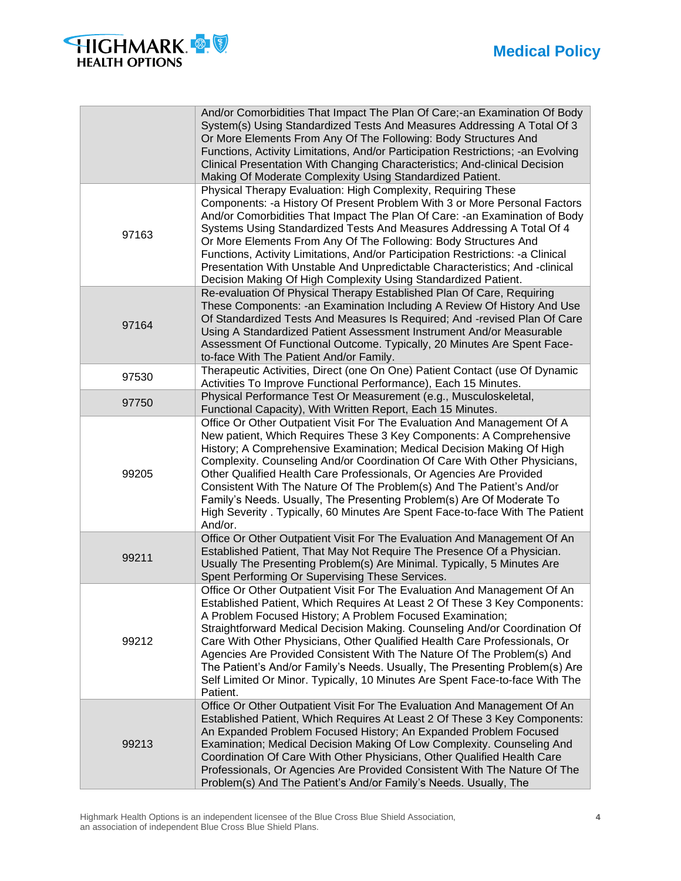| | |
|---|---|
| | And/or Comorbidities That Impact The Plan Of Care;-an Examination Of Body System(s) Using Standardized Tests And Measures Addressing A Total Of 3 Or More Elements From Any Of The Following: Body Structures And Functions, Activity Limitations, And/or Participation Restrictions; -an Evolving Clinical Presentation With Changing Characteristics; And-clinical Decision Making Of Moderate Complexity Using Standardized Patient. |
| 97163 | Physical Therapy Evaluation: High Complexity, Requiring These Components: -a History Of Present Problem With 3 or More Personal Factors And/or Comorbidities That Impact The Plan Of Care: -an Examination of Body Systems Using Standardized Tests And Measures Addressing A Total Of 4 Or More Elements From Any Of The Following: Body Structures And Functions, Activity Limitations, And/or Participation Restrictions: -a Clinical Presentation With Unstable And Unpredictable Characteristics; And -clinical Decision Making Of High Complexity Using Standardized Patient. |
| 97164 | Re-evaluation Of Physical Therapy Established Plan Of Care, Requiring These Components: -an Examination Including A Review Of History And Use Of Standardized Tests And Measures Is Required; And -revised Plan Of Care Using A Standardized Patient Assessment Instrument And/or Measurable Assessment Of Functional Outcome. Typically, 20 Minutes Are Spent Face-to-face With The Patient And/or Family. |
| 97530 | Therapeutic Activities, Direct (one On One) Patient Contact (use Of Dynamic Activities To Improve Functional Performance), Each 15 Minutes. |
| 97750 | Physical Performance Test Or Measurement (e.g., Musculoskeletal, Functional Capacity), With Written Report, Each 15 Minutes. |
| 99205 | Office Or Other Outpatient Visit For The Evaluation And Management Of A New patient, Which Requires These 3 Key Components: A Comprehensive History; A Comprehensive Examination; Medical Decision Making Of High Complexity. Counseling And/or Coordination Of Care With Other Physicians, Other Qualified Health Care Professionals, Or Agencies Are Provided Consistent With The Nature Of The Problem(s) And The Patient's And/or Family's Needs. Usually, The Presenting Problem(s) Are Of Moderate To High Severity . Typically, 60 Minutes Are Spent Face-to-face With The Patient And/or. |
| 99211 | Office Or Other Outpatient Visit For The Evaluation And Management Of An Established Patient, That May Not Require The Presence Of a Physician. Usually The Presenting Problem(s) Are Minimal. Typically, 5 Minutes Are Spent Performing Or Supervising These Services. |
| 99212 | Office Or Other Outpatient Visit For The Evaluation And Management Of An Established Patient, Which Requires At Least 2 Of These 3 Key Components: A Problem Focused History; A Problem Focused Examination; Straightforward Medical Decision Making. Counseling And/or Coordination Of Care With Other Physicians, Other Qualified Health Care Professionals, Or Agencies Are Provided Consistent With The Nature Of The Problem(s) And The Patient's And/or Family's Needs. Usually, The Presenting Problem(s) Are Self Limited Or Minor. Typically, 10 Minutes Are Spent Face-to-face With The Patient. |
| 99213 | Office Or Other Outpatient Visit For The Evaluation And Management Of An Established Patient, Which Requires At Least 2 Of These 3 Key Components: An Expanded Problem Focused History; An Expanded Problem Focused Examination; Medical Decision Making Of Low Complexity. Counseling And Coordination Of Care With Other Physicians, Other Qualified Health Care Professionals, Or Agencies Are Provided Consistent With The Nature Of The Problem(s) And The Patient's And/or Family's Needs. Usually, The |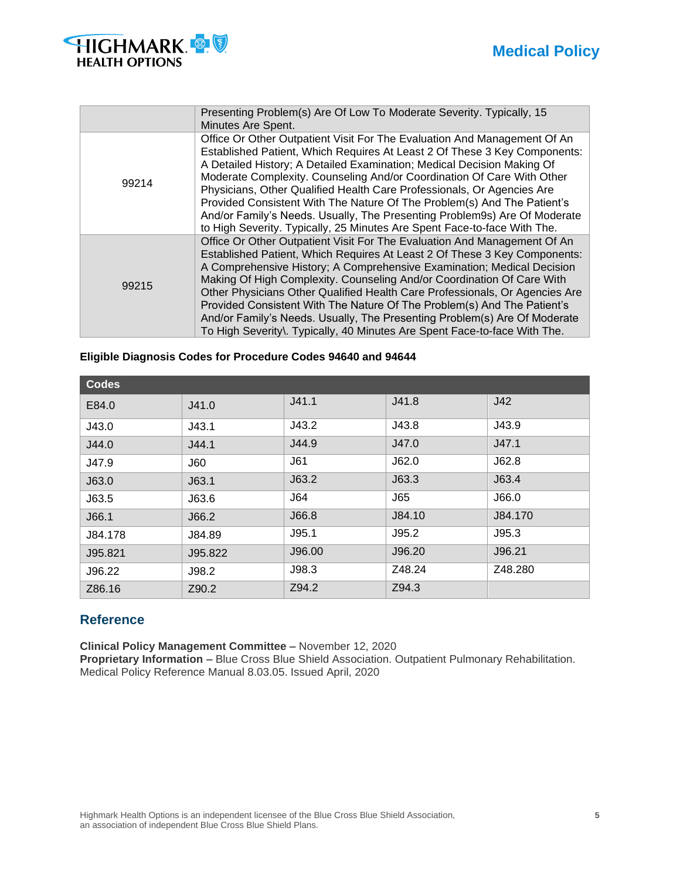| | |
|---|---|
| | Presenting Problem(s) Are Of Low To Moderate Severity. Typically, 15 Minutes Are Spent. |
| 99214 | Office Or Other Outpatient Visit For The Evaluation And Management Of An Established Patient, Which Requires At Least 2 Of These 3 Key Components: A Detailed History; A Detailed Examination; Medical Decision Making Of Moderate Complexity. Counseling And/or Coordination Of Care With Other Physicians, Other Qualified Health Care Professionals, Or Agencies Are Provided Consistent With The Nature Of The Problem(s) And The Patient's And/or Family's Needs. Usually, The Presenting Problem9s) Are Of Moderate to High Severity. Typically, 25 Minutes Are Spent Face-to-face With The. |
| 99215 | Office Or Other Outpatient Visit For The Evaluation And Management Of An Established Patient, Which Requires At Least 2 Of These 3 Key Components: A Comprehensive History; A Comprehensive Examination; Medical Decision Making Of High Complexity. Counseling And/or Coordination Of Care With Other Physicians Other Qualified Health Care Professionals, Or Agencies Are Provided Consistent With The Nature Of The Problem(s) And The Patient's And/or Family's Needs. Usually, The Presenting Problem(s) Are Of Moderate To High Severity\. Typically, 40 Minutes Are Spent Face-to-face With The. |

**Eligible Diagnosis Codes for Procedure Codes 94640 and 94644**

| Codes | | | | |
|---|---|---|---|---|
| E84.0 | J41.0 | J41.1 | J41.8 | J42 |
| J43.0 | J43.1 | J43.2 | J43.8 | J43.9 |
| J44.0 | J44.1 | J44.9 | J47.0 | J47.1 |
| J47.9 | J60 | J61 | J62.0 | J62.8 |
| J63.0 | J63.1 | J63.2 | J63.3 | J63.4 |
| J63.5 | J63.6 | J64 | J65 | J66.0 |
| J66.1 | J66.2 | J66.8 | J84.10 | J84.170 |
| J84.178 | J84.89 | J95.1 | J95.2 | J95.3 |
| J95.821 | J95.822 | J96.00 | J96.20 | J96.21 |
| J96.22 | J98.2 | J98.3 | Z48.24 | Z48.280 |
| Z86.16 | Z90.2 | Z94.2 | Z94.3 | |

## Reference

**Clinical Policy Management Committee –** November 12, 2020
**Proprietary Information –** Blue Cross Blue Shield Association. Outpatient Pulmonary Rehabilitation. Medical Policy Reference Manual 8.03.05. Issued April, 2020